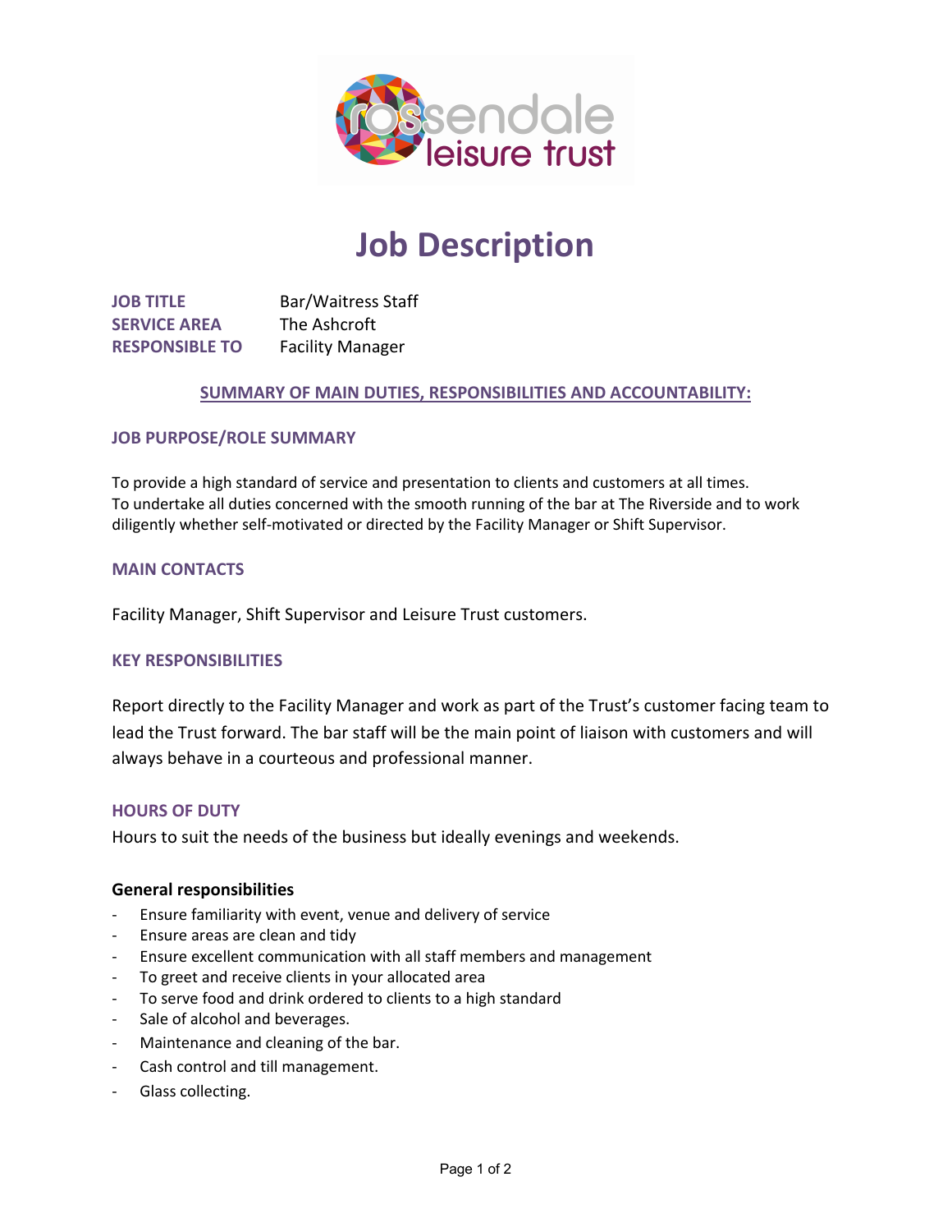rossendale leisure trust

# Job Description

**JOB TITLE** Bar/Waitress Staff
**SERVICE AREA** The Ashcroft
**RESPONSIBLE TO** Facility Manager

## SUMMARY OF MAIN DUTIES, RESPONSIBILITIES AND ACCOUNTABILITY:

### JOB PURPOSE/ROLE SUMMARY

To provide a high standard of service and presentation to clients and customers at all times.
To undertake all duties concerned with the smooth running of the bar at The Riverside and to work diligently whether self-motivated or directed by the Facility Manager or Shift Supervisor.

### MAIN CONTACTS

Facility Manager, Shift Supervisor and Leisure Trust customers.

### KEY RESPONSIBILITIES

Report directly to the Facility Manager and work as part of the Trust's customer facing team to lead the Trust forward. The bar staff will be the main point of liaison with customers and will always behave in a courteous and professional manner.

### HOURS OF DUTY

Hours to suit the needs of the business but ideally evenings and weekends.

**General responsibilities**

- Ensure familiarity with event, venue and delivery of service
- Ensure areas are clean and tidy
- Ensure excellent communication with all staff members and management
- To greet and receive clients in your allocated area
- To serve food and drink ordered to clients to a high standard
- Sale of alcohol and beverages.
- Maintenance and cleaning of the bar.
- Cash control and till management.
- Glass collecting.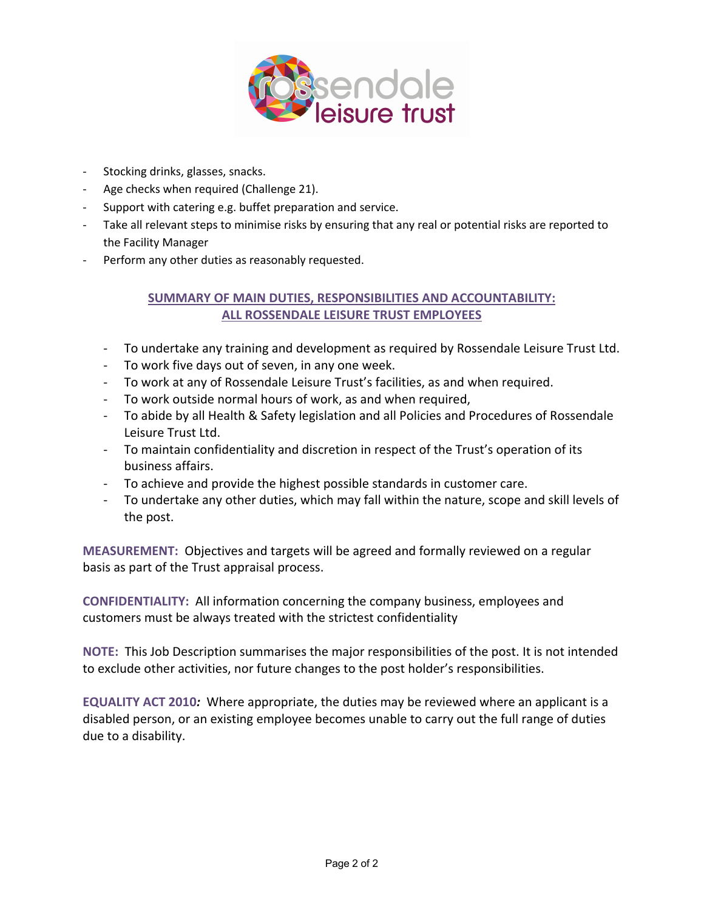- Stocking drinks, glasses, snacks.
- Age checks when required (Challenge 21).
- Support with catering e.g. buffet preparation and service.
- Take all relevant steps to minimise risks by ensuring that any real or potential risks are reported to the Facility Manager
- Perform any other duties as reasonably requested.

## SUMMARY OF MAIN DUTIES, RESPONSIBILITIES AND ACCOUNTABILITY: ALL ROSSENDALE LEISURE TRUST EMPLOYEES

- To undertake any training and development as required by Rossendale Leisure Trust Ltd.
- To work five days out of seven, in any one week.
- To work at any of Rossendale Leisure Trust's facilities, as and when required.
- To work outside normal hours of work, as and when required,
- To abide by all Health & Safety legislation and all Policies and Procedures of Rossendale Leisure Trust Ltd.
- To maintain confidentiality and discretion in respect of the Trust's operation of its business affairs.
- To achieve and provide the highest possible standards in customer care.
- To undertake any other duties, which may fall within the nature, scope and skill levels of the post.

**MEASUREMENT:** Objectives and targets will be agreed and formally reviewed on a regular basis as part of the Trust appraisal process.

**CONFIDENTIALITY:** All information concerning the company business, employees and customers must be always treated with the strictest confidentiality

**NOTE:** This Job Description summarises the major responsibilities of the post. It is not intended to exclude other activities, nor future changes to the post holder's responsibilities.

**EQUALITY ACT 2010*:*** Where appropriate, the duties may be reviewed where an applicant is a disabled person, or an existing employee becomes unable to carry out the full range of duties due to a disability.